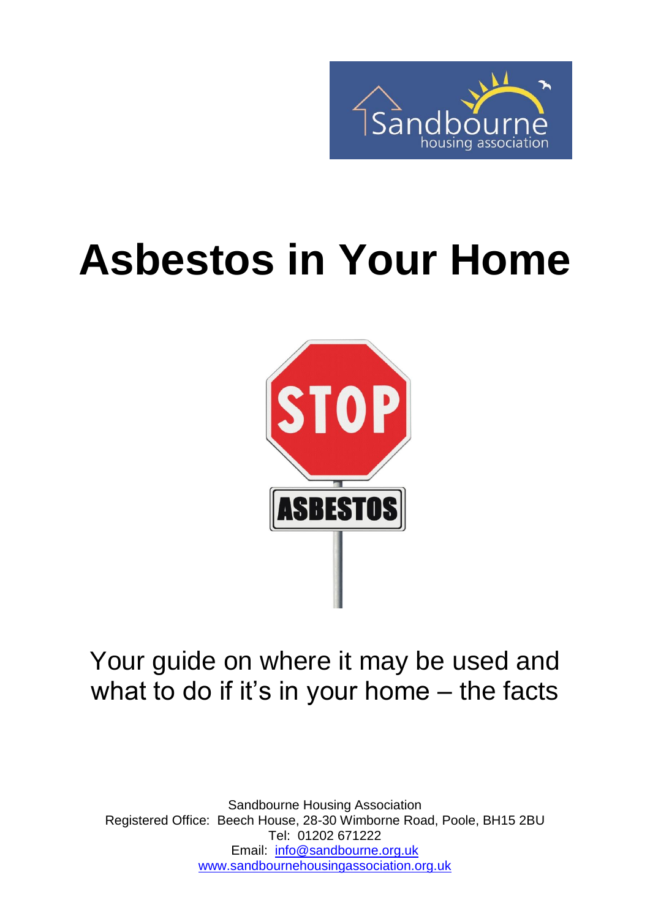# Asbestos in Your Home

Your guide on where it may be used and what to do if it's in your home – the facts

Sandbourne Housing Association
Registered Office: Beech House, 28-30 Wimborne Road, Poole, BH15 2BU
Tel: 01202 671222
Email: info@sandbourne.org.uk
www.sandbournehousingassociation.org.uk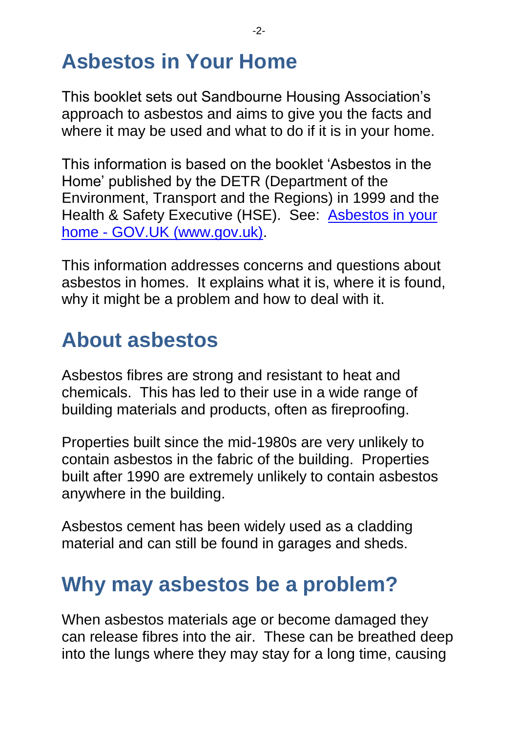# Asbestos in Your Home

This booklet sets out Sandbourne Housing Association's approach to asbestos and aims to give you the facts and where it may be used and what to do if it is in your home.

This information is based on the booklet 'Asbestos in the Home' published by the DETR (Department of the Environment, Transport and the Regions) in 1999 and the Health & Safety Executive (HSE). See: [Asbestos in your home - GOV.UK (www.gov.uk)](https://www.gov.uk).

This information addresses concerns and questions about asbestos in homes. It explains what it is, where it is found, why it might be a problem and how to deal with it.

# About asbestos

Asbestos fibres are strong and resistant to heat and chemicals. This has led to their use in a wide range of building materials and products, often as fireproofing.

Properties built since the mid-1980s are very unlikely to contain asbestos in the fabric of the building. Properties built after 1990 are extremely unlikely to contain asbestos anywhere in the building.

Asbestos cement has been widely used as a cladding material and can still be found in garages and sheds.

# Why may asbestos be a problem?

When asbestos materials age or become damaged they can release fibres into the air. These can be breathed deep into the lungs where they may stay for a long time, causing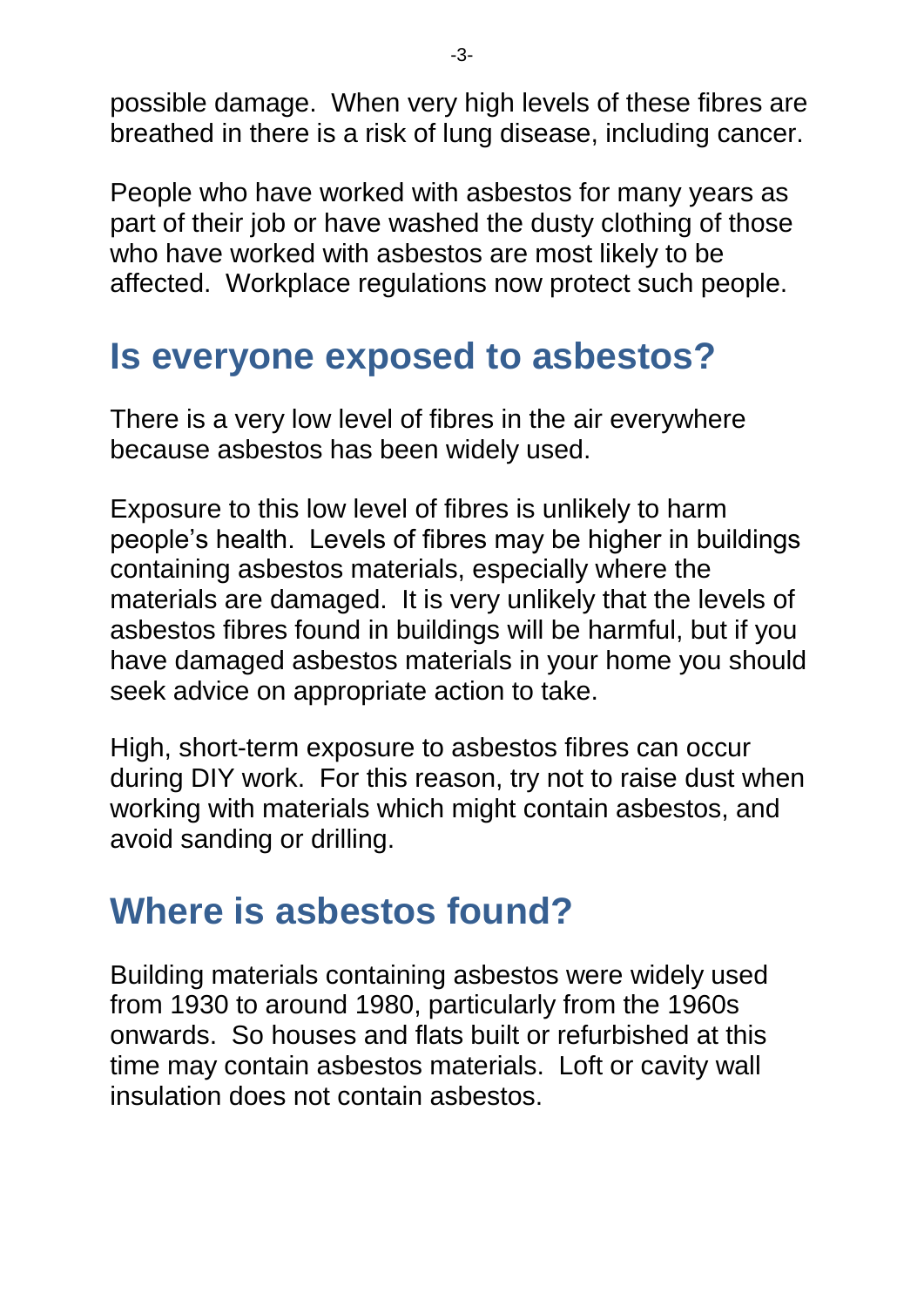possible damage. When very high levels of these fibres are breathed in there is a risk of lung disease, including cancer.

People who have worked with asbestos for many years as part of their job or have washed the dusty clothing of those who have worked with asbestos are most likely to be affected. Workplace regulations now protect such people.

## Is everyone exposed to asbestos?

There is a very low level of fibres in the air everywhere because asbestos has been widely used.

Exposure to this low level of fibres is unlikely to harm people's health. Levels of fibres may be higher in buildings containing asbestos materials, especially where the materials are damaged. It is very unlikely that the levels of asbestos fibres found in buildings will be harmful, but if you have damaged asbestos materials in your home you should seek advice on appropriate action to take.

High, short-term exposure to asbestos fibres can occur during DIY work. For this reason, try not to raise dust when working with materials which might contain asbestos, and avoid sanding or drilling.

## Where is asbestos found?

Building materials containing asbestos were widely used from 1930 to around 1980, particularly from the 1960s onwards. So houses and flats built or refurbished at this time may contain asbestos materials. Loft or cavity wall insulation does not contain asbestos.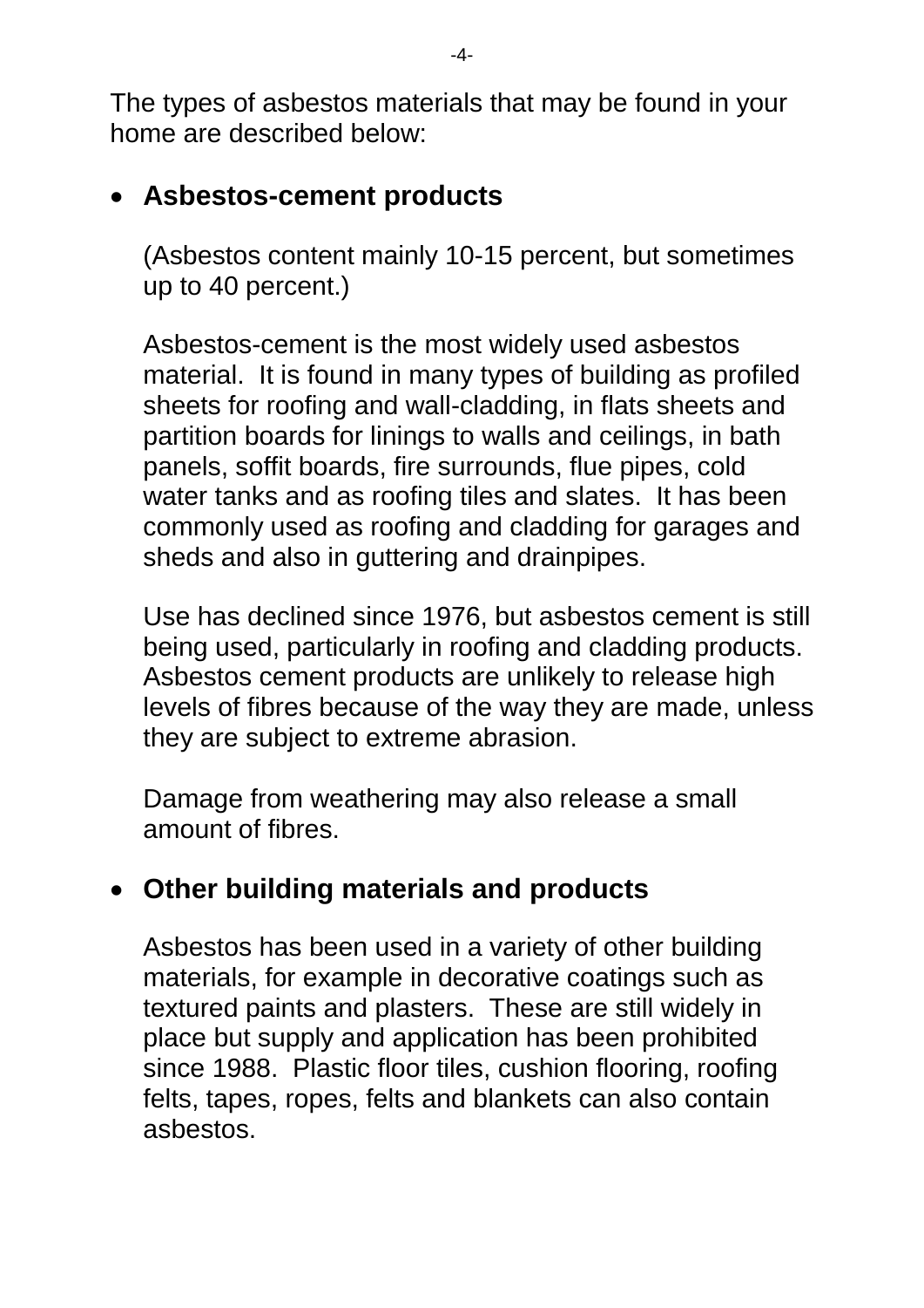The types of asbestos materials that may be found in your home are described below:

- **Asbestos-cement products**

  (Asbestos content mainly 10-15 percent, but sometimes up to 40 percent.)

  Asbestos-cement is the most widely used asbestos material. It is found in many types of building as profiled sheets for roofing and wall-cladding, in flats sheets and partition boards for linings to walls and ceilings, in bath panels, soffit boards, fire surrounds, flue pipes, cold water tanks and as roofing tiles and slates. It has been commonly used as roofing and cladding for garages and sheds and also in guttering and drainpipes.

  Use has declined since 1976, but asbestos cement is still being used, particularly in roofing and cladding products. Asbestos cement products are unlikely to release high levels of fibres because of the way they are made, unless they are subject to extreme abrasion.

  Damage from weathering may also release a small amount of fibres.

- **Other building materials and products**

  Asbestos has been used in a variety of other building materials, for example in decorative coatings such as textured paints and plasters. These are still widely in place but supply and application has been prohibited since 1988. Plastic floor tiles, cushion flooring, roofing felts, tapes, ropes, felts and blankets can also contain asbestos.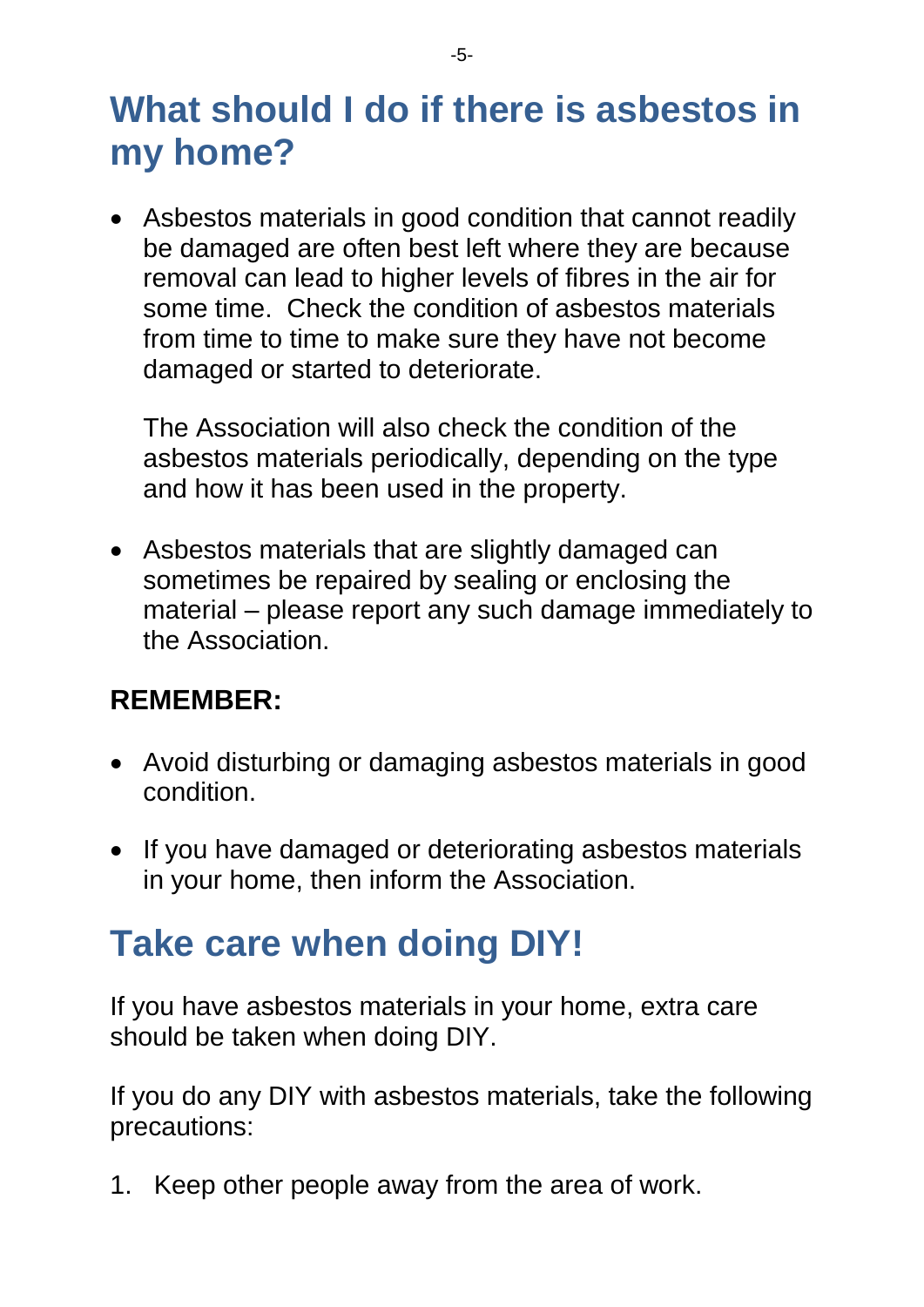## What should I do if there is asbestos in my home?

- Asbestos materials in good condition that cannot readily be damaged are often best left where they are because removal can lead to higher levels of fibres in the air for some time. Check the condition of asbestos materials from time to time to make sure they have not become damaged or started to deteriorate.

  The Association will also check the condition of the asbestos materials periodically, depending on the type and how it has been used in the property.

- Asbestos materials that are slightly damaged can sometimes be repaired by sealing or enclosing the material – please report any such damage immediately to the Association.

**REMEMBER:**

- Avoid disturbing or damaging asbestos materials in good condition.

- If you have damaged or deteriorating asbestos materials in your home, then inform the Association.

## Take care when doing DIY!

If you have asbestos materials in your home, extra care should be taken when doing DIY.

If you do any DIY with asbestos materials, take the following precautions:

1. Keep other people away from the area of work.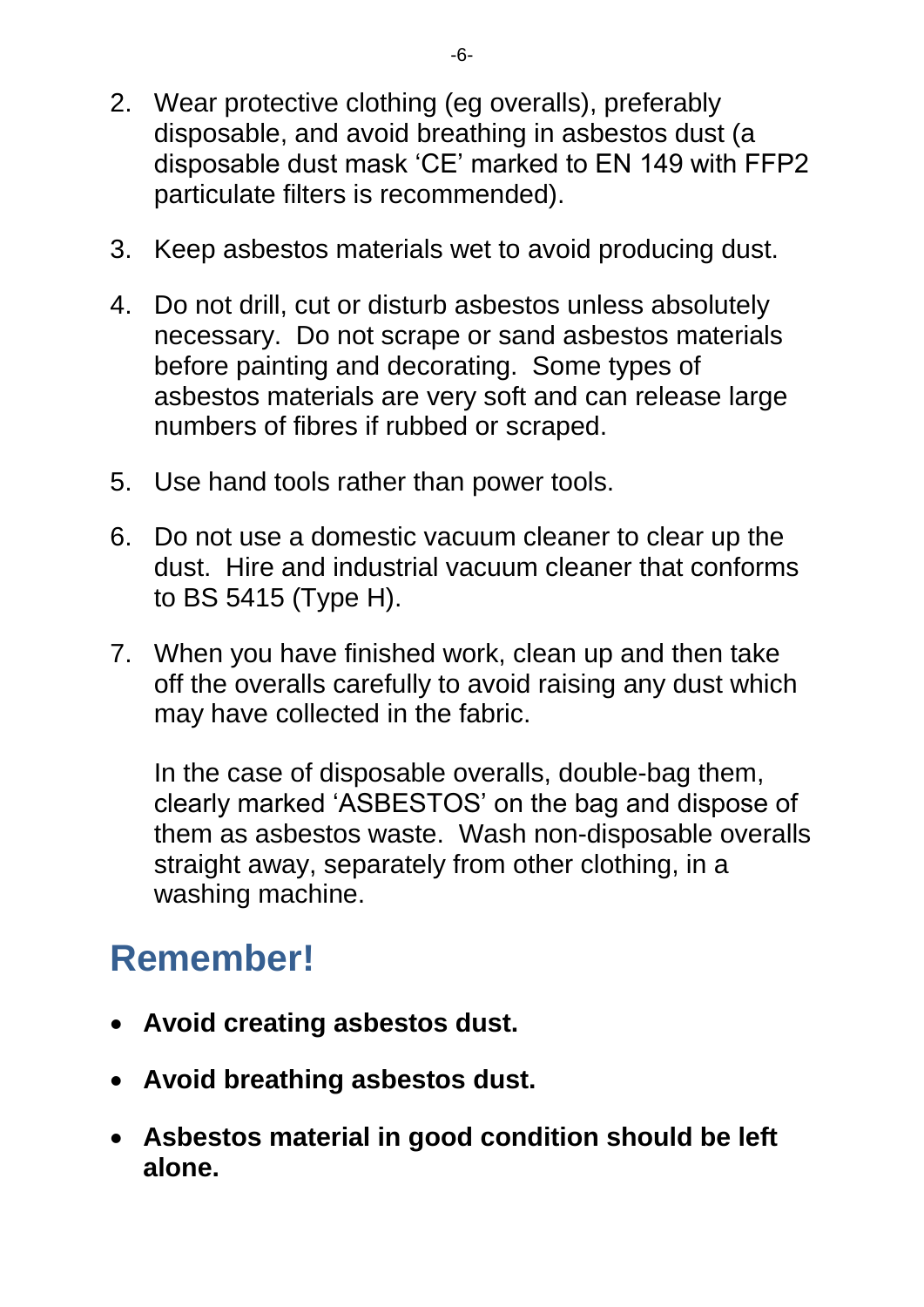2. Wear protective clothing (eg overalls), preferably disposable, and avoid breathing in asbestos dust (a disposable dust mask 'CE' marked to EN 149 with FFP2 particulate filters is recommended).

3. Keep asbestos materials wet to avoid producing dust.

4. Do not drill, cut or disturb asbestos unless absolutely necessary. Do not scrape or sand asbestos materials before painting and decorating. Some types of asbestos materials are very soft and can release large numbers of fibres if rubbed or scraped.

5. Use hand tools rather than power tools.

6. Do not use a domestic vacuum cleaner to clear up the dust. Hire and industrial vacuum cleaner that conforms to BS 5415 (Type H).

7. When you have finished work, clean up and then take off the overalls carefully to avoid raising any dust which may have collected in the fabric.

   In the case of disposable overalls, double-bag them, clearly marked 'ASBESTOS' on the bag and dispose of them as asbestos waste. Wash non-disposable overalls straight away, separately from other clothing, in a washing machine.

## Remember!

- **Avoid creating asbestos dust.**
- **Avoid breathing asbestos dust.**
- **Asbestos material in good condition should be left alone.**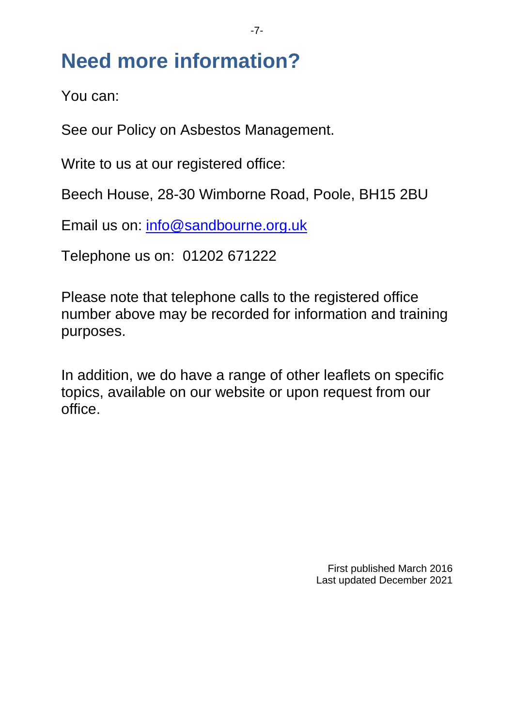# Need more information?

You can:

See our Policy on Asbestos Management.

Write to us at our registered office:

Beech House, 28-30 Wimborne Road, Poole, BH15 2BU

Email us on: info@sandbourne.org.uk

Telephone us on: 01202 671222

Please note that telephone calls to the registered office number above may be recorded for information and training purposes.

In addition, we do have a range of other leaflets on specific topics, available on our website or upon request from our office.

First published March 2016
Last updated December 2021